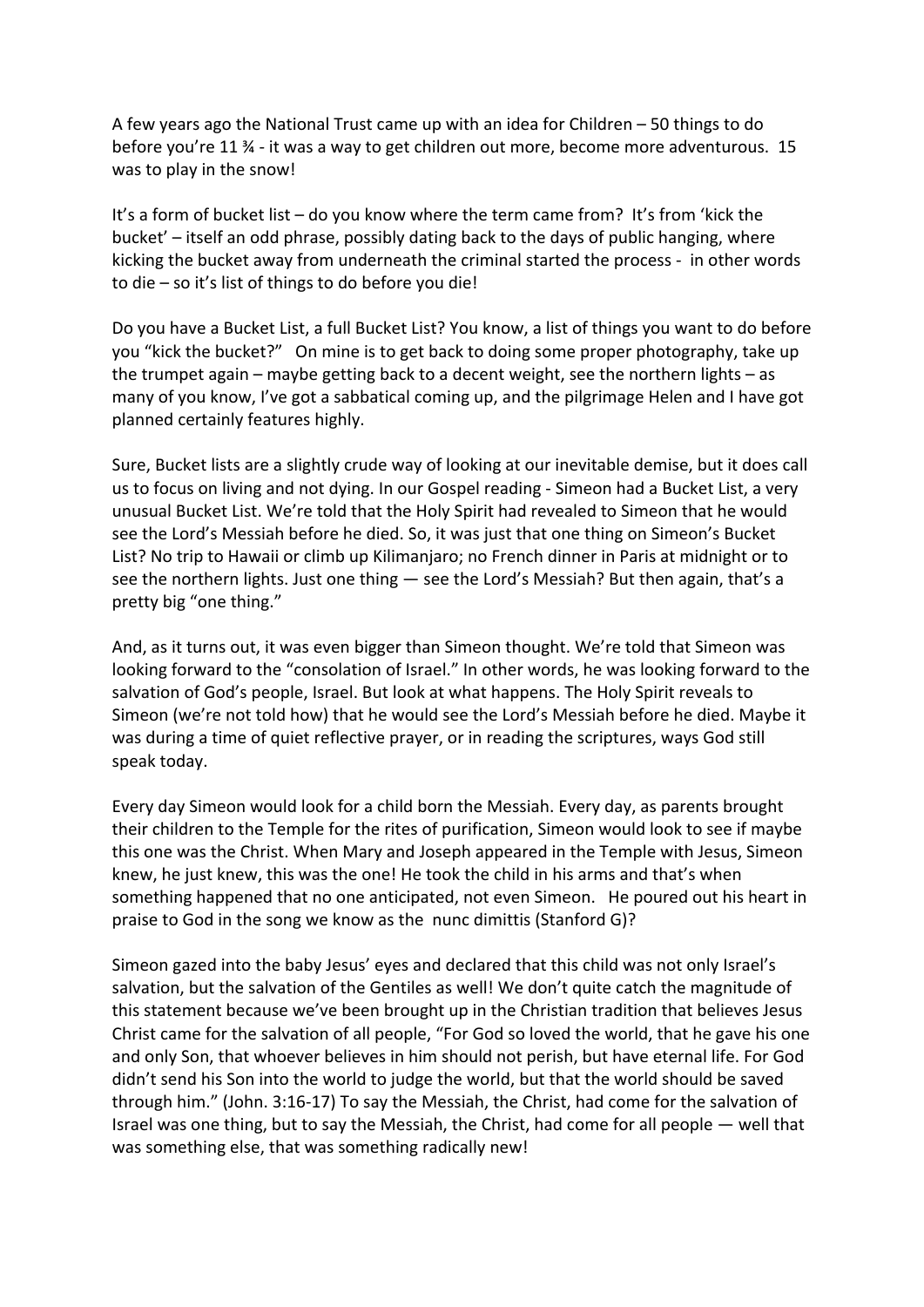A few years ago the National Trust came up with an idea for Children – 50 things to do before you're 11 ¾ - it was a way to get children out more, become more adventurous. 15 was to play in the snow!

It's a form of bucket list – do you know where the term came from? It's from 'kick the bucket' – itself an odd phrase, possibly dating back to the days of public hanging, where kicking the bucket away from underneath the criminal started the process - in other words to die – so it's list of things to do before you die!

Do you have a Bucket List, a full Bucket List? You know, a list of things you want to do before you "kick the bucket?" On mine is to get back to doing some proper photography, take up the trumpet again – maybe getting back to a decent weight, see the northern lights – as many of you know, I've got a sabbatical coming up, and the pilgrimage Helen and I have got planned certainly features highly.

Sure, Bucket lists are a slightly crude way of looking at our inevitable demise, but it does call us to focus on living and not dying. In our Gospel reading - Simeon had a Bucket List, a very unusual Bucket List. We're told that the Holy Spirit had revealed to Simeon that he would see the Lord's Messiah before he died. So, it was just that one thing on Simeon's Bucket List? No trip to Hawaii or climb up Kilimanjaro; no French dinner in Paris at midnight or to see the northern lights. Just one thing — see the Lord's Messiah? But then again, that's a pretty big "one thing."

And, as it turns out, it was even bigger than Simeon thought. We're told that Simeon was looking forward to the "consolation of Israel." In other words, he was looking forward to the salvation of God's people, Israel. But look at what happens. The Holy Spirit reveals to Simeon (we're not told how) that he would see the Lord's Messiah before he died. Maybe it was during a time of quiet reflective prayer, or in reading the scriptures, ways God still speak today.

Every day Simeon would look for a child born the Messiah. Every day, as parents brought their children to the Temple for the rites of purification, Simeon would look to see if maybe this one was the Christ. When Mary and Joseph appeared in the Temple with Jesus, Simeon knew, he just knew, this was the one! He took the child in his arms and that's when something happened that no one anticipated, not even Simeon. He poured out his heart in praise to God in the song we know as the nunc dimittis (Stanford G)?

Simeon gazed into the baby Jesus' eyes and declared that this child was not only Israel's salvation, but the salvation of the Gentiles as well! We don't quite catch the magnitude of this statement because we've been brought up in the Christian tradition that believes Jesus Christ came for the salvation of all people, "For God so loved the world, that he gave his one and only Son, that whoever believes in him should not perish, but have eternal life. For God didn't send his Son into the world to judge the world, but that the world should be saved through him." (John. 3:16-17) To say the Messiah, the Christ, had come for the salvation of Israel was one thing, but to say the Messiah, the Christ, had come for all people — well that was something else, that was something radically new!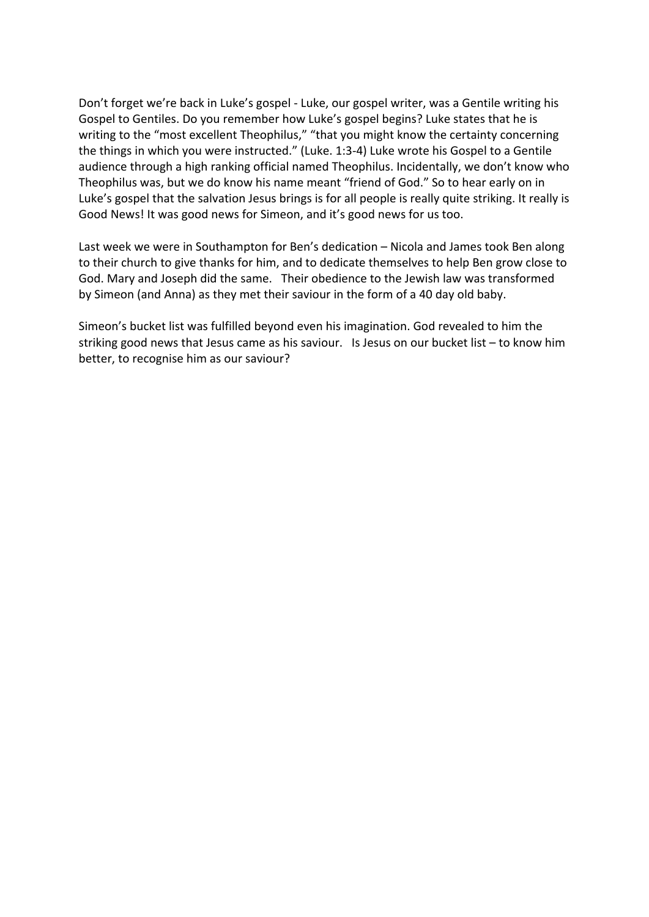Don't forget we're back in Luke's gospel - Luke, our gospel writer, was a Gentile writing his Gospel to Gentiles. Do you remember how Luke's gospel begins? Luke states that he is writing to the "most excellent Theophilus," "that you might know the certainty concerning the things in which you were instructed." (Luke. 1:3-4) Luke wrote his Gospel to a Gentile audience through a high ranking official named Theophilus. Incidentally, we don't know who Theophilus was, but we do know his name meant "friend of God." So to hear early on in Luke's gospel that the salvation Jesus brings is for all people is really quite striking. It really is Good News! It was good news for Simeon, and it's good news for us too.

Last week we were in Southampton for Ben's dedication – Nicola and James took Ben along to their church to give thanks for him, and to dedicate themselves to help Ben grow close to God. Mary and Joseph did the same. Their obedience to the Jewish law was transformed by Simeon (and Anna) as they met their saviour in the form of a 40 day old baby.

Simeon's bucket list was fulfilled beyond even his imagination. God revealed to him the striking good news that Jesus came as his saviour. Is Jesus on our bucket list – to know him better, to recognise him as our saviour?